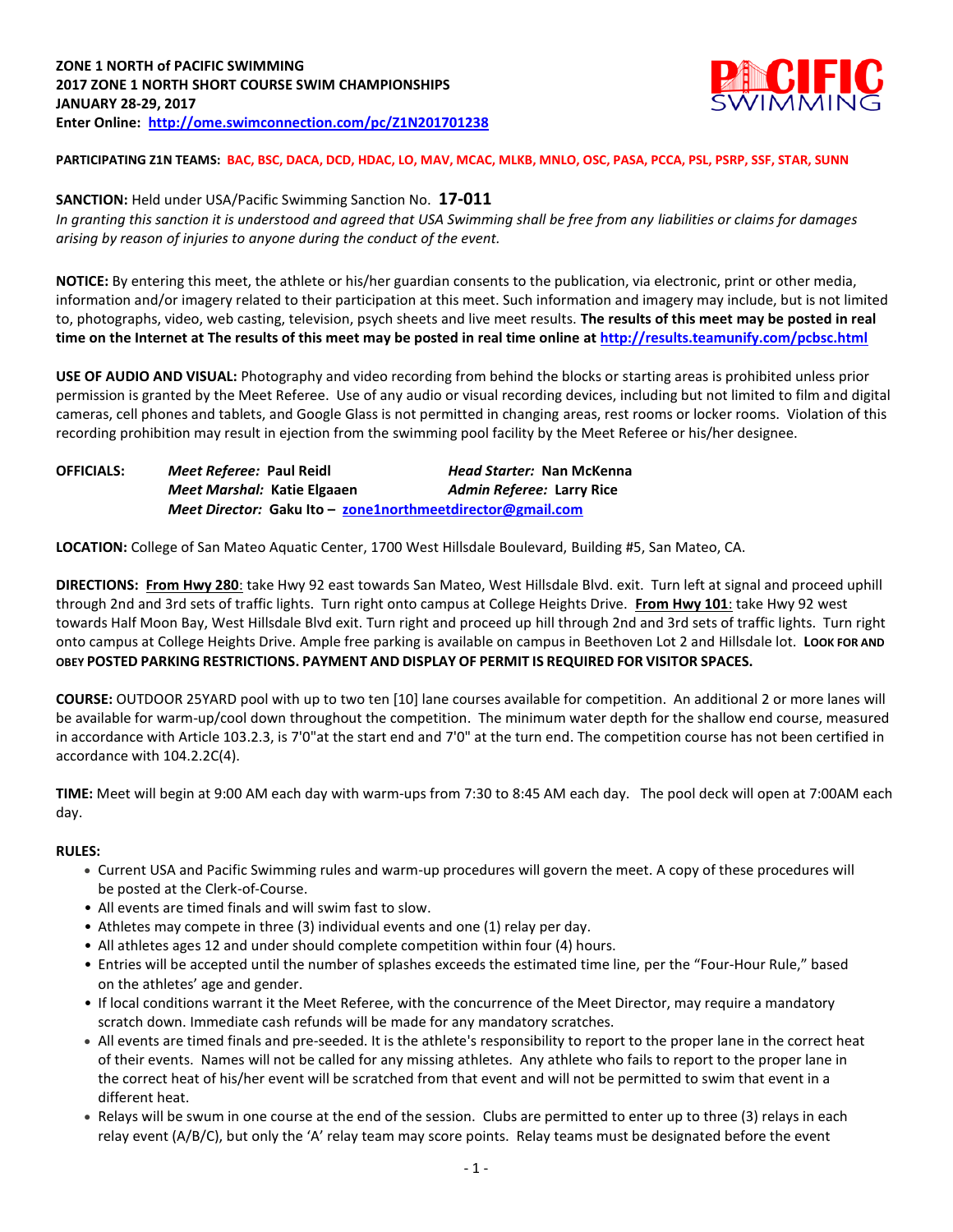**ZONE 1 NORTH of PACIFIC SWIMMING**
**2017 ZONE 1 NORTH SHORT COURSE SWIM CHAMPIONSHIPS**
**JANUARY 28-29, 2017**
**Enter Online: http://ome.swimconnection.com/pc/Z1N201701238**

**PARTICIPATING Z1N TEAMS: BAC, BSC, DACA, DCD, HDAC, LO, MAV, MCAC, MLKB, MNLO, OSC, PASA, PCCA, PSL, PSRP, SSF, STAR, SUNN**

**SANCTION:** Held under USA/Pacific Swimming Sanction No. **17-011**
*In granting this sanction it is understood and agreed that USA Swimming shall be free from any liabilities or claims for damages arising by reason of injuries to anyone during the conduct of the event.*

**NOTICE:** By entering this meet, the athlete or his/her guardian consents to the publication, via electronic, print or other media, information and/or imagery related to their participation at this meet. Such information and imagery may include, but is not limited to, photographs, video, web casting, television, psych sheets and live meet results. **The results of this meet may be posted in real time on the Internet at The results of this meet may be posted in real time online at http://results.teamunify.com/pcbsc.html**

**USE OF AUDIO AND VISUAL:** Photography and video recording from behind the blocks or starting areas is prohibited unless prior permission is granted by the Meet Referee. Use of any audio or visual recording devices, including but not limited to film and digital cameras, cell phones and tablets, and Google Glass is not permitted in changing areas, rest rooms or locker rooms. Violation of this recording prohibition may result in ejection from the swimming pool facility by the Meet Referee or his/her designee.

**OFFICIALS:**
*Meet Referee:* **Paul Reidl** — *Head Starter:* **Nan McKenna**
*Meet Marshal:* **Katie Elgaaen** — *Admin Referee:* **Larry Rice**
*Meet Director:* **Gaku Ito – zone1northmeetdirector@gmail.com**

**LOCATION:** College of San Mateo Aquatic Center, 1700 West Hillsdale Boulevard, Building #5, San Mateo, CA.

**DIRECTIONS: From Hwy 280**: take Hwy 92 east towards San Mateo, West Hillsdale Blvd. exit. Turn left at signal and proceed uphill through 2nd and 3rd sets of traffic lights. Turn right onto campus at College Heights Drive. **From Hwy 101**: take Hwy 92 west towards Half Moon Bay, West Hillsdale Blvd exit. Turn right and proceed up hill through 2nd and 3rd sets of traffic lights. Turn right onto campus at College Heights Drive. Ample free parking is available on campus in Beethoven Lot 2 and Hillsdale lot. **LOOK FOR AND OBEY POSTED PARKING RESTRICTIONS. PAYMENT AND DISPLAY OF PERMIT IS REQUIRED FOR VISITOR SPACES.**

**COURSE:** OUTDOOR 25YARD pool with up to two ten [10] lane courses available for competition. An additional 2 or more lanes will be available for warm-up/cool down throughout the competition. The minimum water depth for the shallow end course, measured in accordance with Article 103.2.3, is 7'0"at the start end and 7'0" at the turn end. The competition course has not been certified in accordance with 104.2.2C(4).

**TIME:** Meet will begin at 9:00 AM each day with warm-ups from 7:30 to 8:45 AM each day. The pool deck will open at 7:00AM each day.

**RULES:**

- Current USA and Pacific Swimming rules and warm-up procedures will govern the meet. A copy of these procedures will be posted at the Clerk-of-Course.
- All events are timed finals and will swim fast to slow.
- Athletes may compete in three (3) individual events and one (1) relay per day.
- All athletes ages 12 and under should complete competition within four (4) hours.
- Entries will be accepted until the number of splashes exceeds the estimated time line, per the "Four-Hour Rule," based on the athletes' age and gender.
- If local conditions warrant it the Meet Referee, with the concurrence of the Meet Director, may require a mandatory scratch down. Immediate cash refunds will be made for any mandatory scratches.
- All events are timed finals and pre-seeded. It is the athlete's responsibility to report to the proper lane in the correct heat of their events. Names will not be called for any missing athletes. Any athlete who fails to report to the proper lane in the correct heat of his/her event will be scratched from that event and will not be permitted to swim that event in a different heat.
- Relays will be swum in one course at the end of the session. Clubs are permitted to enter up to three (3) relays in each relay event (A/B/C), but only the 'A' relay team may score points. Relay teams must be designated before the event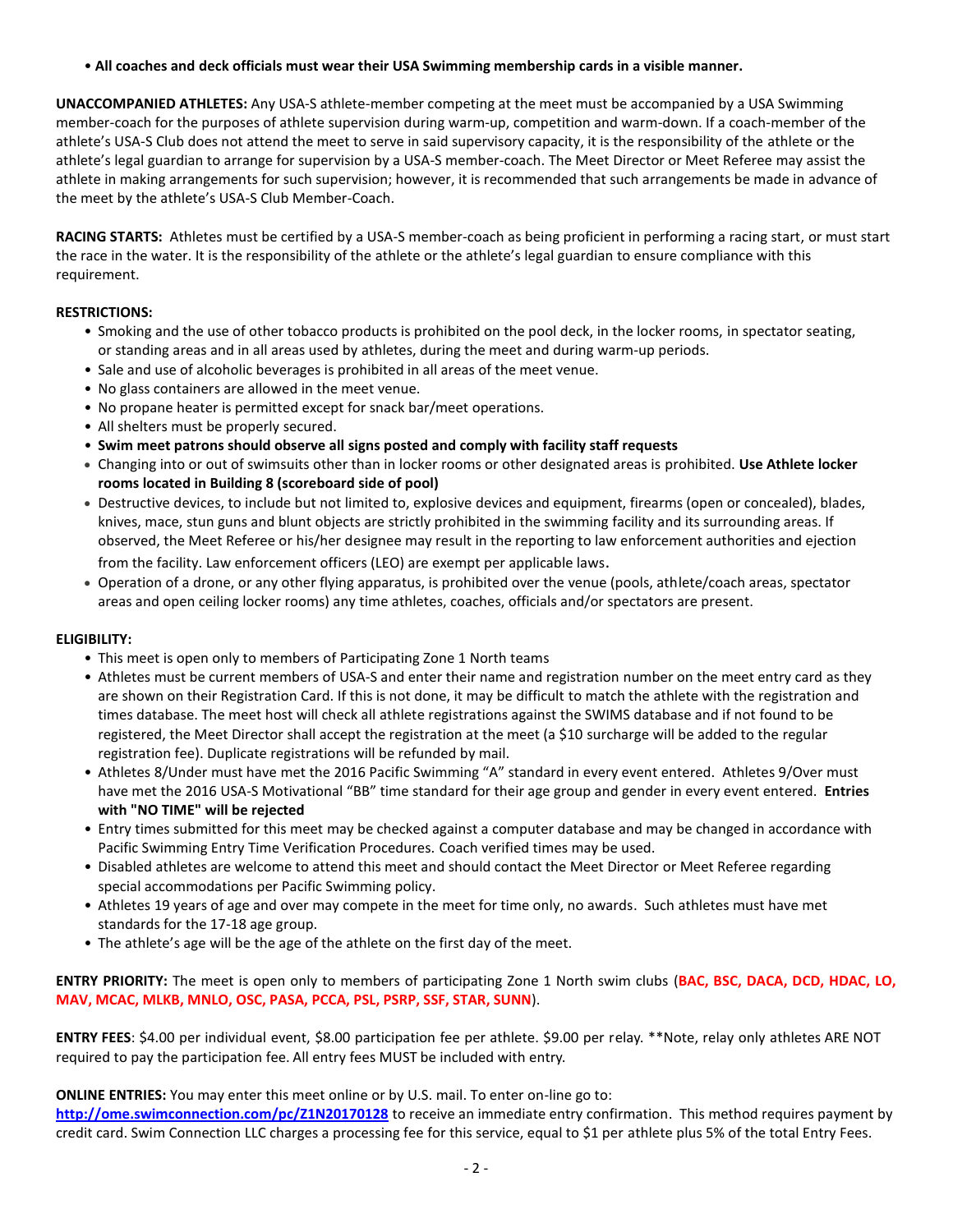- **All coaches and deck officials must wear their USA Swimming membership cards in a visible manner.**

**UNACCOMPANIED ATHLETES:** Any USA-S athlete-member competing at the meet must be accompanied by a USA Swimming member-coach for the purposes of athlete supervision during warm-up, competition and warm-down. If a coach-member of the athlete's USA-S Club does not attend the meet to serve in said supervisory capacity, it is the responsibility of the athlete or the athlete's legal guardian to arrange for supervision by a USA-S member-coach. The Meet Director or Meet Referee may assist the athlete in making arrangements for such supervision; however, it is recommended that such arrangements be made in advance of the meet by the athlete's USA-S Club Member-Coach.

**RACING STARTS:** Athletes must be certified by a USA-S member-coach as being proficient in performing a racing start, or must start the race in the water. It is the responsibility of the athlete or the athlete's legal guardian to ensure compliance with this requirement.

**RESTRICTIONS:**

- Smoking and the use of other tobacco products is prohibited on the pool deck, in the locker rooms, in spectator seating, or standing areas and in all areas used by athletes, during the meet and during warm-up periods.
- Sale and use of alcoholic beverages is prohibited in all areas of the meet venue.
- No glass containers are allowed in the meet venue.
- No propane heater is permitted except for snack bar/meet operations.
- All shelters must be properly secured.
- **Swim meet patrons should observe all signs posted and comply with facility staff requests**
- Changing into or out of swimsuits other than in locker rooms or other designated areas is prohibited. **Use Athlete locker rooms located in Building 8 (scoreboard side of pool)**
- Destructive devices, to include but not limited to, explosive devices and equipment, firearms (open or concealed), blades, knives, mace, stun guns and blunt objects are strictly prohibited in the swimming facility and its surrounding areas. If observed, the Meet Referee or his/her designee may result in the reporting to law enforcement authorities and ejection from the facility. Law enforcement officers (LEO) are exempt per applicable laws.
- Operation of a drone, or any other flying apparatus, is prohibited over the venue (pools, athlete/coach areas, spectator areas and open ceiling locker rooms) any time athletes, coaches, officials and/or spectators are present.

**ELIGIBILITY:**

- This meet is open only to members of Participating Zone 1 North teams
- Athletes must be current members of USA-S and enter their name and registration number on the meet entry card as they are shown on their Registration Card. If this is not done, it may be difficult to match the athlete with the registration and times database. The meet host will check all athlete registrations against the SWIMS database and if not found to be registered, the Meet Director shall accept the registration at the meet (a $10 surcharge will be added to the regular registration fee). Duplicate registrations will be refunded by mail.
- Athletes 8/Under must have met the 2016 Pacific Swimming "A" standard in every event entered. Athletes 9/Over must have met the 2016 USA-S Motivational "BB" time standard for their age group and gender in every event entered. **Entries with "NO TIME" will be rejected**
- Entry times submitted for this meet may be checked against a computer database and may be changed in accordance with Pacific Swimming Entry Time Verification Procedures. Coach verified times may be used.
- Disabled athletes are welcome to attend this meet and should contact the Meet Director or Meet Referee regarding special accommodations per Pacific Swimming policy.
- Athletes 19 years of age and over may compete in the meet for time only, no awards. Such athletes must have met standards for the 17-18 age group.
- The athlete's age will be the age of the athlete on the first day of the meet.

**ENTRY PRIORITY:** The meet is open only to members of participating Zone 1 North swim clubs (**BAC, BSC, DACA, DCD, HDAC, LO, MAV, MCAC, MLKB, MNLO, OSC, PASA, PCCA, PSL, PSRP, SSF, STAR, SUNN**).

**ENTRY FEES**: $4.00 per individual event, $8.00 participation fee per athlete. $9.00 per relay. **Note, relay only athletes ARE NOT required to pay the participation fee. All entry fees MUST be included with entry.

**ONLINE ENTRIES:** You may enter this meet online or by U.S. mail. To enter on-line go to: **http://ome.swimconnection.com/pc/Z1N20170128** to receive an immediate entry confirmation. This method requires payment by credit card. Swim Connection LLC charges a processing fee for this service, equal to $1 per athlete plus 5% of the total Entry Fees.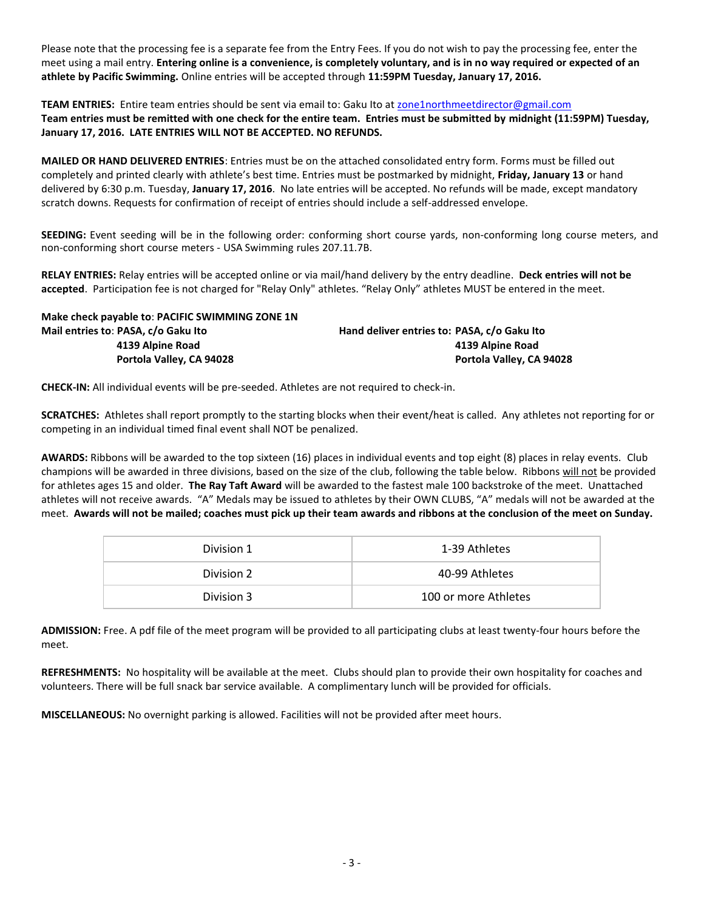Please note that the processing fee is a separate fee from the Entry Fees. If you do not wish to pay the processing fee, enter the meet using a mail entry. **Entering online is a convenience, is completely voluntary, and is in no way required or expected of an athlete by Pacific Swimming.** Online entries will be accepted through **11:59PM Tuesday, January 17, 2016.**

**TEAM ENTRIES:** Entire team entries should be sent via email to: Gaku Ito at zone1northmeetdirector@gmail.com
**Team entries must be remitted with one check for the entire team. Entries must be submitted by midnight (11:59PM) Tuesday, January 17, 2016. LATE ENTRIES WILL NOT BE ACCEPTED. NO REFUNDS.**

**MAILED OR HAND DELIVERED ENTRIES**: Entries must be on the attached consolidated entry form. Forms must be filled out completely and printed clearly with athlete's best time. Entries must be postmarked by midnight, **Friday, January 13** or hand delivered by 6:30 p.m. Tuesday, **January 17, 2016**. No late entries will be accepted. No refunds will be made, except mandatory scratch downs. Requests for confirmation of receipt of entries should include a self-addressed envelope.

**SEEDING:** Event seeding will be in the following order: conforming short course yards, non-conforming long course meters, and non-conforming short course meters - USA Swimming rules 207.11.7B.

**RELAY ENTRIES:** Relay entries will be accepted online or via mail/hand delivery by the entry deadline. **Deck entries will not be accepted**. Participation fee is not charged for "Relay Only" athletes. "Relay Only" athletes MUST be entered in the meet.

**Make check payable to**: **PACIFIC SWIMMING ZONE 1N**

**Mail entries to**: **PASA, c/o Gaku Ito**
**4139 Alpine Road**
**Portola Valley, CA 94028**

**Hand deliver entries to: PASA, c/o Gaku Ito**
**4139 Alpine Road**
**Portola Valley, CA 94028**

**CHECK-IN:** All individual events will be pre-seeded. Athletes are not required to check-in.

**SCRATCHES:** Athletes shall report promptly to the starting blocks when their event/heat is called. Any athletes not reporting for or competing in an individual timed final event shall NOT be penalized.

**AWARDS:** Ribbons will be awarded to the top sixteen (16) places in individual events and top eight (8) places in relay events. Club champions will be awarded in three divisions, based on the size of the club, following the table below. Ribbons will not be provided for athletes ages 15 and older. **The Ray Taft Award** will be awarded to the fastest male 100 backstroke of the meet. Unattached athletes will not receive awards. "A" Medals may be issued to athletes by their OWN CLUBS, "A" medals will not be awarded at the meet. **Awards will not be mailed; coaches must pick up their team awards and ribbons at the conclusion of the meet on Sunday.**

| Division | Athletes |
|---|---|
| Division 1 | 1-39 Athletes |
| Division 2 | 40-99 Athletes |
| Division 3 | 100 or more Athletes |

**ADMISSION:** Free. A pdf file of the meet program will be provided to all participating clubs at least twenty-four hours before the meet.

**REFRESHMENTS:** No hospitality will be available at the meet. Clubs should plan to provide their own hospitality for coaches and volunteers. There will be full snack bar service available. A complimentary lunch will be provided for officials.

**MISCELLANEOUS:** No overnight parking is allowed. Facilities will not be provided after meet hours.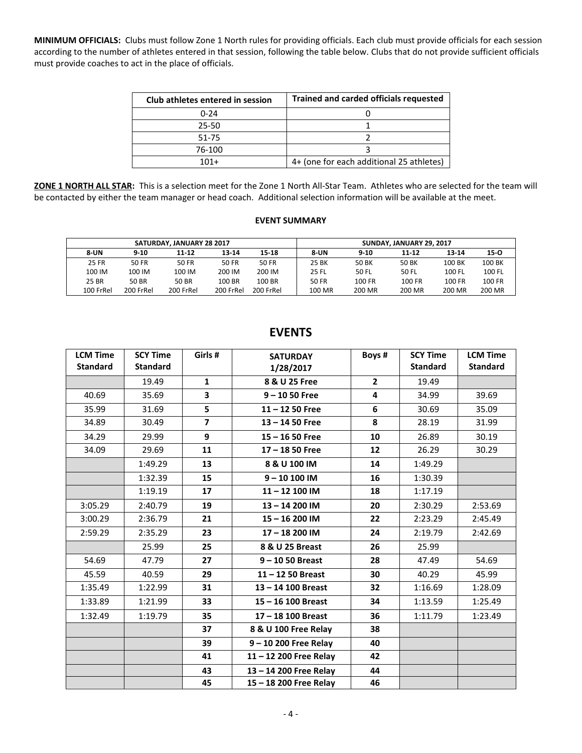**MINIMUM OFFICIALS:** Clubs must follow Zone 1 North rules for providing officials. Each club must provide officials for each session according to the number of athletes entered in that session, following the table below. Clubs that do not provide sufficient officials must provide coaches to act in the place of officials.

| Club athletes entered in session | Trained and carded officials requested |
|---|---|
| 0-24 | 0 |
| 25-50 | 1 |
| 51-75 | 2 |
| 76-100 | 3 |
| 101+ | 4+ (one for each additional 25 athletes) |

**ZONE 1 NORTH ALL STAR:** This is a selection meet for the Zone 1 North All-Star Team. Athletes who are selected for the team will be contacted by either the team manager or head coach. Additional selection information will be available at the meet.

**EVENT SUMMARY**

| SATURDAY, JANUARY 28 2017 | | | | | SUNDAY, JANUARY 29, 2017 | | | | |
|---|---|---|---|---|---|---|---|---|---|
| 8-UN | 9-10 | 11-12 | 13-14 | 15-18 | 8-UN | 9-10 | 11-12 | 13-14 | 15-O |
| 25 FR | 50 FR | 50 FR | 50 FR | 50 FR | 25 BK | 50 BK | 50 BK | 100 BK | 100 BK |
| 100 IM | 100 IM | 100 IM | 200 IM | 200 IM | 25 FL | 50 FL | 50 FL | 100 FL | 100 FL |
| 25 BR | 50 BR | 50 BR | 100 BR | 100 BR | 50 FR | 100 FR | 100 FR | 100 FR | 100 FR |
| 100 FrRel | 200 FrRel | 200 FrRel | 200 FrRel | 200 FrRel | 100 MR | 200 MR | 200 MR | 200 MR | 200 MR |

## EVENTS

| LCM Time Standard | SCY Time Standard | Girls # | SATURDAY 1/28/2017 | Boys # | SCY Time Standard | LCM Time Standard |
|---|---|---|---|---|---|---|
| | 19.49 | **1** | **8 & U 25 Free** | **2** | 19.49 | |
| 40.69 | 35.69 | **3** | **9 – 10 50 Free** | **4** | 34.99 | 39.69 |
| 35.99 | 31.69 | **5** | **11 – 12 50 Free** | **6** | 30.69 | 35.09 |
| 34.89 | 30.49 | **7** | **13 – 14 50 Free** | **8** | 28.19 | 31.99 |
| 34.29 | 29.99 | **9** | **15 – 16 50 Free** | **10** | 26.89 | 30.19 |
| 34.09 | 29.69 | **11** | **17 – 18 50 Free** | **12** | 26.29 | 30.29 |
| | 1:49.29 | **13** | **8 & U 100 IM** | **14** | 1:49.29 | |
| | 1:32.39 | **15** | **9 – 10 100 IM** | **16** | 1:30.39 | |
| | 1:19.19 | **17** | **11 – 12 100 IM** | **18** | 1:17.19 | |
| 3:05.29 | 2:40.79 | **19** | **13 – 14 200 IM** | **20** | 2:30.29 | 2:53.69 |
| 3:00.29 | 2:36.79 | **21** | **15 – 16 200 IM** | **22** | 2:23.29 | 2:45.49 |
| 2:59.29 | 2:35.29 | **23** | **17 – 18 200 IM** | **24** | 2:19.79 | 2:42.69 |
| | 25.99 | **25** | **8 & U 25 Breast** | **26** | 25.99 | |
| 54.69 | 47.79 | **27** | **9 – 10 50 Breast** | **28** | 47.49 | 54.69 |
| 45.59 | 40.59 | **29** | **11 – 12 50 Breast** | **30** | 40.29 | 45.99 |
| 1:35.49 | 1:22.99 | **31** | **13 – 14 100 Breast** | **32** | 1:16.69 | 1:28.09 |
| 1:33.89 | 1:21.99 | **33** | **15 – 16 100 Breast** | **34** | 1:13.59 | 1:25.49 |
| 1:32.49 | 1:19.79 | **35** | **17 – 18 100 Breast** | **36** | 1:11.79 | 1:23.49 |
| | | **37** | **8 & U 100 Free Relay** | **38** | | |
| | | **39** | **9 – 10 200 Free Relay** | **40** | | |
| | | **41** | **11 – 12 200 Free Relay** | **42** | | |
| | | **43** | **13 – 14 200 Free Relay** | **44** | | |
| | | **45** | **15 – 18 200 Free Relay** | **46** | | |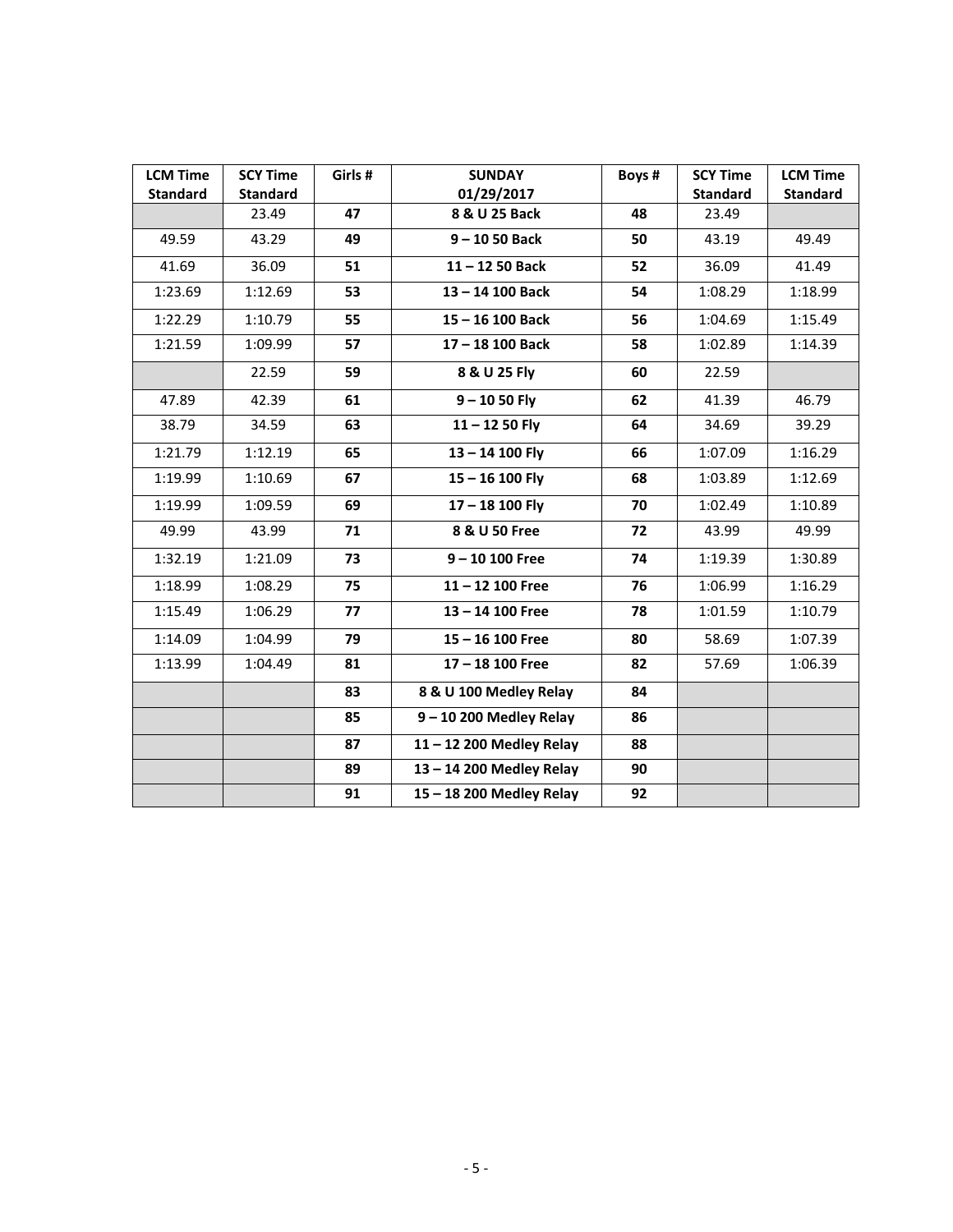| LCM Time Standard | SCY Time Standard | Girls # | SUNDAY 01/29/2017 | Boys # | SCY Time Standard | LCM Time Standard |
|---|---|---|---|---|---|---|
| | 23.49 | **47** | **8 & U 25 Back** | **48** | 23.49 | |
| 49.59 | 43.29 | **49** | **9 – 10 50 Back** | **50** | 43.19 | 49.49 |
| 41.69 | 36.09 | **51** | **11 – 12 50 Back** | **52** | 36.09 | 41.49 |
| 1:23.69 | 1:12.69 | **53** | **13 – 14 100 Back** | **54** | 1:08.29 | 1:18.99 |
| 1:22.29 | 1:10.79 | **55** | **15 – 16 100 Back** | **56** | 1:04.69 | 1:15.49 |
| 1:21.59 | 1:09.99 | **57** | **17 – 18 100 Back** | **58** | 1:02.89 | 1:14.39 |
| | 22.59 | **59** | **8 & U 25 Fly** | **60** | 22.59 | |
| 47.89 | 42.39 | **61** | **9 – 10 50 Fly** | **62** | 41.39 | 46.79 |
| 38.79 | 34.59 | **63** | **11 – 12 50 Fly** | **64** | 34.69 | 39.29 |
| 1:21.79 | 1:12.19 | **65** | **13 – 14 100 Fly** | **66** | 1:07.09 | 1:16.29 |
| 1:19.99 | 1:10.69 | **67** | **15 – 16 100 Fly** | **68** | 1:03.89 | 1:12.69 |
| 1:19.99 | 1:09.59 | **69** | **17 – 18 100 Fly** | **70** | 1:02.49 | 1:10.89 |
| 49.99 | 43.99 | **71** | **8 & U 50 Free** | **72** | 43.99 | 49.99 |
| 1:32.19 | 1:21.09 | **73** | **9 – 10 100 Free** | **74** | 1:19.39 | 1:30.89 |
| 1:18.99 | 1:08.29 | **75** | **11 – 12 100 Free** | **76** | 1:06.99 | 1:16.29 |
| 1:15.49 | 1:06.29 | **77** | **13 – 14 100 Free** | **78** | 1:01.59 | 1:10.79 |
| 1:14.09 | 1:04.99 | **79** | **15 – 16 100 Free** | **80** | 58.69 | 1:07.39 |
| 1:13.99 | 1:04.49 | **81** | **17 – 18 100 Free** | **82** | 57.69 | 1:06.39 |
| | | **83** | **8 & U 100 Medley Relay** | **84** | | |
| | | **85** | **9 – 10 200 Medley Relay** | **86** | | |
| | | **87** | **11 – 12 200 Medley Relay** | **88** | | |
| | | **89** | **13 – 14 200 Medley Relay** | **90** | | |
| | | **91** | **15 – 18 200 Medley Relay** | **92** | | |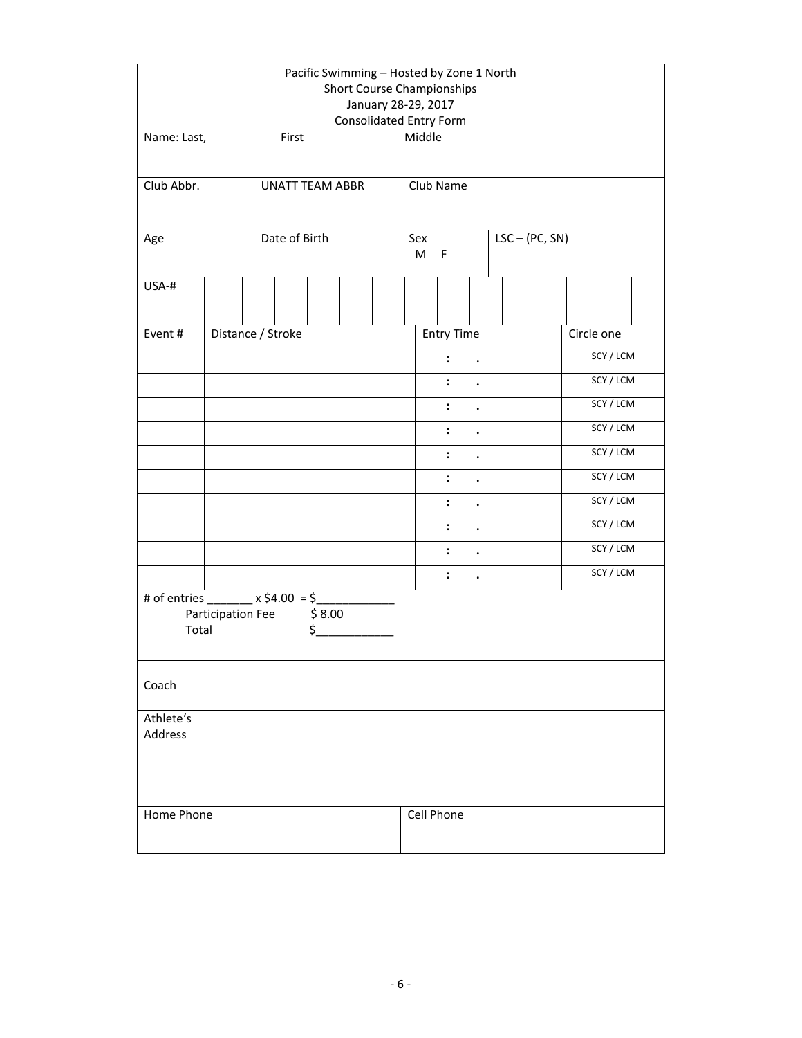Pacific Swimming – Hosted by Zone 1 North
Short Course Championships
January 28-29, 2017
Consolidated Entry Form

| Name: Last, | First | Middle |
|---|---|---|
| | | |

| Club Abbr. | UNATT TEAM ABBR | Club Name |
|---|---|---|
| | | |

| Age | Date of Birth | Sex M F | LSC – (PC, SN) |
|---|---|---|---|
| | | | |

| USA-# | | | | | | | | | | | | | | |
|---|---|---|---|---|---|---|---|---|---|---|---|---|---|---|
| | | | | | | | | | | | | | | |

| Event # | Distance / Stroke | Entry Time | Circle one |
|---|---|---|---|
| | | : . | SCY / LCM |
| | | : . | SCY / LCM |
| | | : . | SCY / LCM |
| | | : . | SCY / LCM |
| | | : . | SCY / LCM |
| | | : . | SCY / LCM |
| | | : . | SCY / LCM |
| | | : . | SCY / LCM |
| | | : . | SCY / LCM |
| | | : . | SCY / LCM |

# of entries _______ x $4.00 = $____________
Participation Fee $ 8.00
Total $____________

Coach

Athlete's Address

| Home Phone | Cell Phone |
|---|---|
| | |